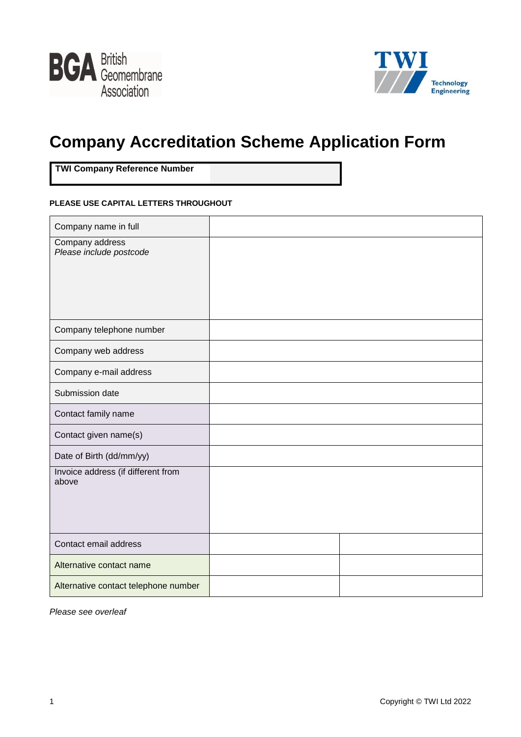BGA British Geomembrane Association

TWI Technology Engineering

# Company Accreditation Scheme Application Form

| TWI Company Reference Number | |
|---|---|

**PLEASE USE CAPITAL LETTERS THROUGHOUT**

| | | |
|---|---|---|
| Company name in full | | |
| Company address<br>*Please include postcode* | | |
| Company telephone number | | |
| Company web address | | |
| Company e-mail address | | |
| Submission date | | |
| Contact family name | | |
| Contact given name(s) | | |
| Date of Birth (dd/mm/yy) | | |
| Invoice address (if different from above | | |
| Contact email address | | |
| Alternative contact name | | |
| Alternative contact telephone number | | |

*Please see overleaf*

Copyright © TWI Ltd 2022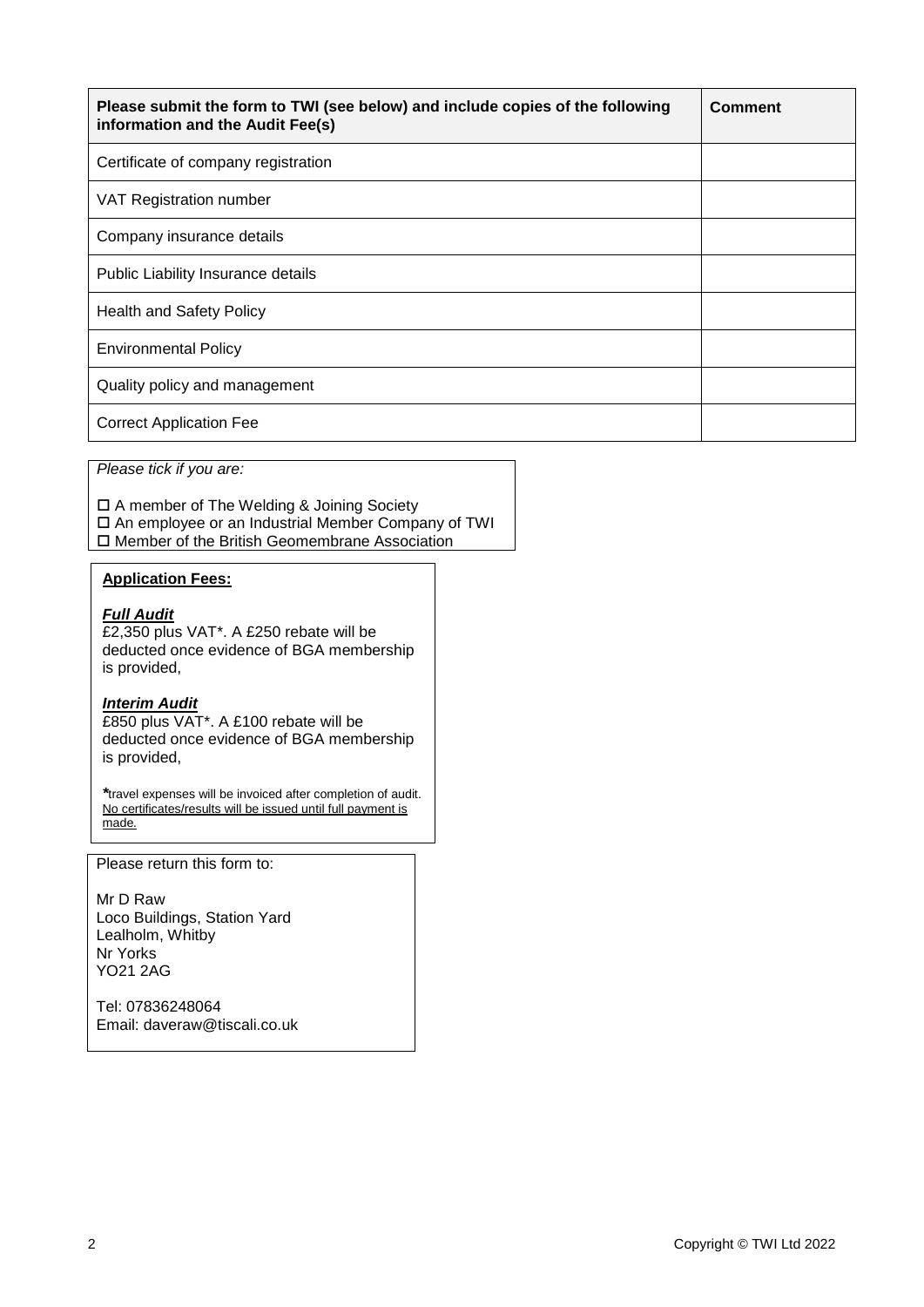| Please submit the form to TWI (see below) and include copies of the following information and the Audit Fee(s) | Comment |
|---|---|
| Certificate of company registration | |
| VAT Registration number | |
| Company insurance details | |
| Public Liability Insurance details | |
| Health and Safety Policy | |
| Environmental Policy | |
| Quality policy and management | |
| Correct Application Fee | |

*Please tick if you are:*

☐ A member of The Welding & Joining Society
☐ An employee or an Industrial Member Company of TWI
☐ Member of the British Geomembrane Association

**Application Fees:**

***Full Audit***
£2,350 plus VAT*. A £250 rebate will be deducted once evidence of BGA membership is provided,

***Interim Audit***
£850 plus VAT*. A £100 rebate will be deducted once evidence of BGA membership is provided,

*travel expenses will be invoiced after completion of audit. No certificates/results will be issued until full payment is made.

Please return this form to:

Mr D Raw
Loco Buildings, Station Yard
Lealholm, Whitby
Nr Yorks
YO21 2AG

Tel: 07836248064
Email: daveraw@tiscali.co.uk

Copyright © TWI Ltd 2022